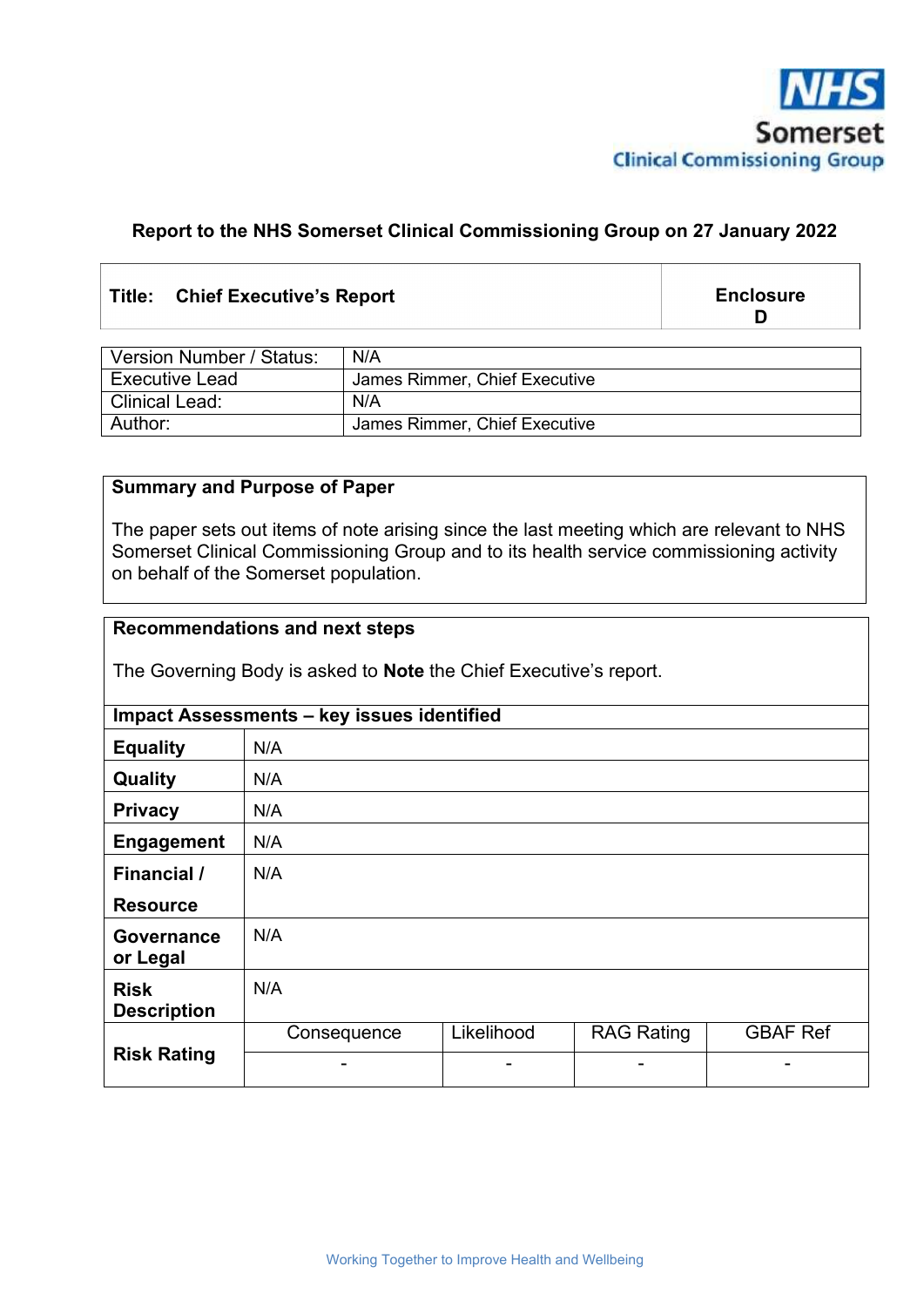NHS Somerset Clinical Commissioning Group

**Report to the NHS Somerset Clinical Commissioning Group on 27 January 2022**

| **Title: Chief Executive's Report** | **Enclosure D** |
|---|---|

| | |
|---|---|
| Version Number / Status: | N/A |
| Executive Lead | James Rimmer, Chief Executive |
| Clinical Lead: | N/A |
| Author: | James Rimmer, Chief Executive |

**Summary and Purpose of Paper**

The paper sets out items of note arising since the last meeting which are relevant to NHS Somerset Clinical Commissioning Group and to its health service commissioning activity on behalf of the Somerset population.

**Recommendations and next steps**

The Governing Body is asked to **Note** the Chief Executive's report.

| **Impact Assessments – key issues identified** | | | | |
|---|---|---|---|---|
| **Equality** | N/A | | | |
| **Quality** | N/A | | | |
| **Privacy** | N/A | | | |
| **Engagement** | N/A | | | |
| **Financial / Resource** | N/A | | | |
| **Governance or Legal** | N/A | | | |
| **Risk Description** | N/A | | | |
| **Risk Rating** | Consequence | Likelihood | RAG Rating | GBAF Ref |
| | - | - | - | - |

Working Together to Improve Health and Wellbeing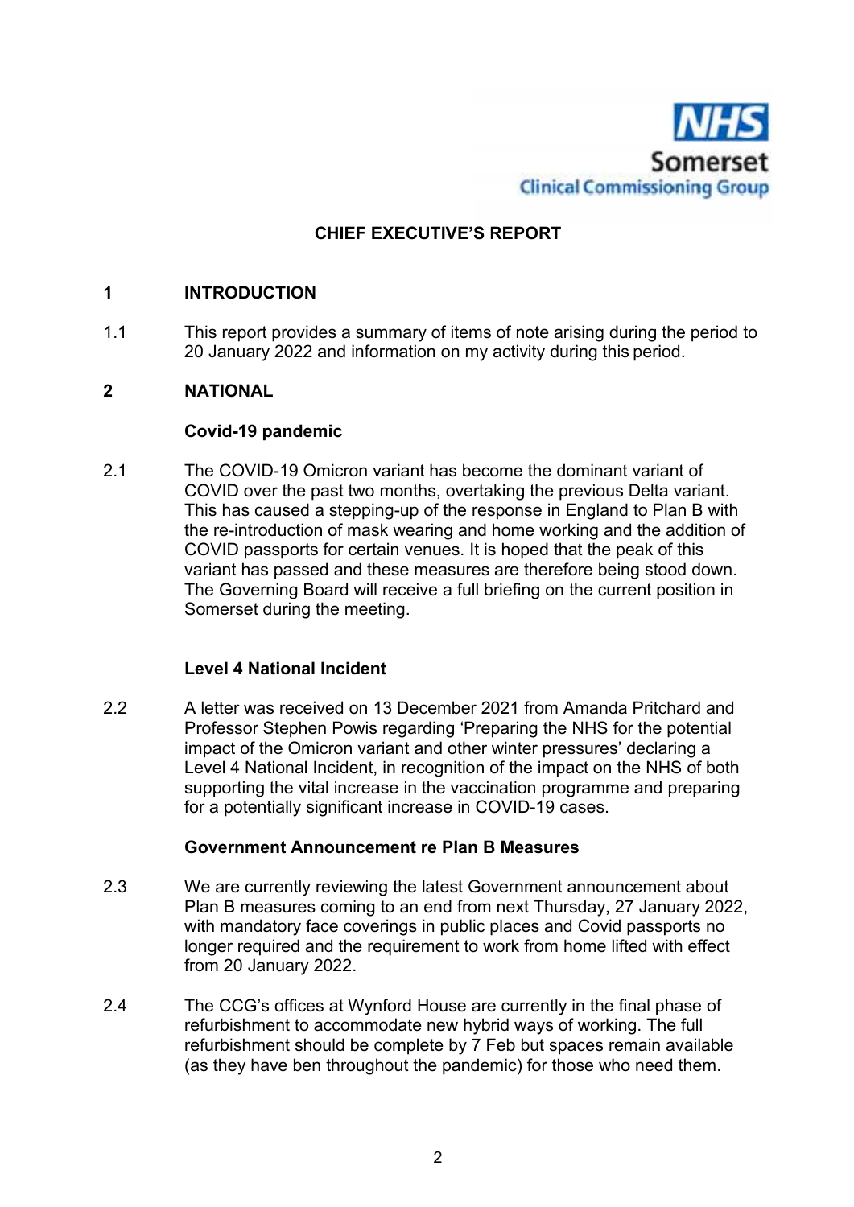NHS Somerset
Clinical Commissioning Group

# CHIEF EXECUTIVE'S REPORT

## 1 INTRODUCTION

1.1 This report provides a summary of items of note arising during the period to 20 January 2022 and information on my activity during this period.

## 2 NATIONAL

### Covid-19 pandemic

2.1 The COVID-19 Omicron variant has become the dominant variant of COVID over the past two months, overtaking the previous Delta variant. This has caused a stepping-up of the response in England to Plan B with the re-introduction of mask wearing and home working and the addition of COVID passports for certain venues. It is hoped that the peak of this variant has passed and these measures are therefore being stood down. The Governing Board will receive a full briefing on the current position in Somerset during the meeting.

### Level 4 National Incident

2.2 A letter was received on 13 December 2021 from Amanda Pritchard and Professor Stephen Powis regarding 'Preparing the NHS for the potential impact of the Omicron variant and other winter pressures' declaring a Level 4 National Incident, in recognition of the impact on the NHS of both supporting the vital increase in the vaccination programme and preparing for a potentially significant increase in COVID-19 cases.

### Government Announcement re Plan B Measures

2.3 We are currently reviewing the latest Government announcement about Plan B measures coming to an end from next Thursday, 27 January 2022, with mandatory face coverings in public places and Covid passports no longer required and the requirement to work from home lifted with effect from 20 January 2022.

2.4 The CCG's offices at Wynford House are currently in the final phase of refurbishment to accommodate new hybrid ways of working. The full refurbishment should be complete by 7 Feb but spaces remain available (as they have ben throughout the pandemic) for those who need them.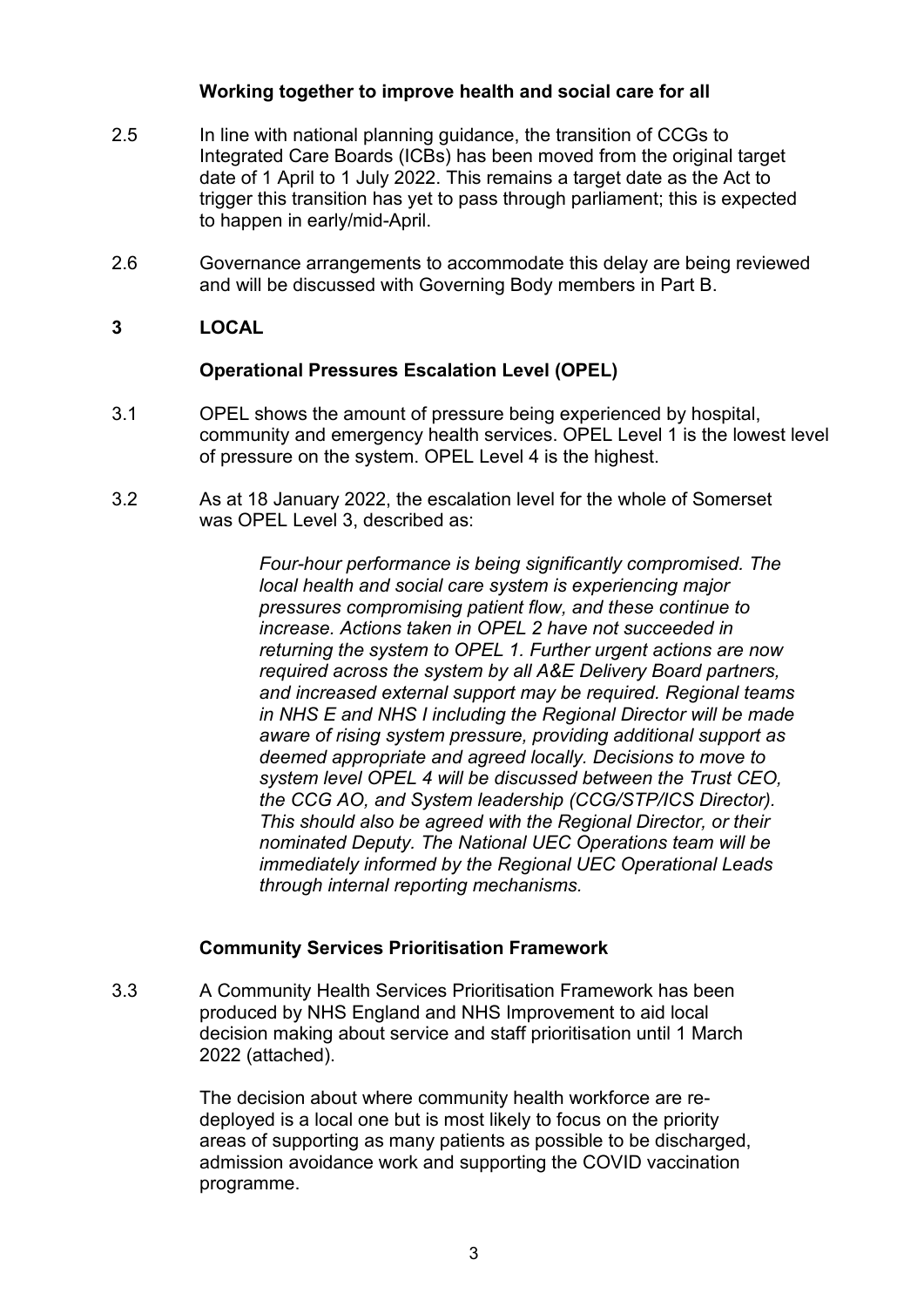**Working together to improve health and social care for all**

2.5 In line with national planning guidance, the transition of CCGs to Integrated Care Boards (ICBs) has been moved from the original target date of 1 April to 1 July 2022. This remains a target date as the Act to trigger this transition has yet to pass through parliament; this is expected to happen in early/mid-April.

2.6 Governance arrangements to accommodate this delay are being reviewed and will be discussed with Governing Body members in Part B.

## 3 LOCAL

**Operational Pressures Escalation Level (OPEL)**

3.1 OPEL shows the amount of pressure being experienced by hospital, community and emergency health services. OPEL Level 1 is the lowest level of pressure on the system. OPEL Level 4 is the highest.

3.2 As at 18 January 2022, the escalation level for the whole of Somerset was OPEL Level 3, described as:

> *Four-hour performance is being significantly compromised. The local health and social care system is experiencing major pressures compromising patient flow, and these continue to increase. Actions taken in OPEL 2 have not succeeded in returning the system to OPEL 1. Further urgent actions are now required across the system by all A&E Delivery Board partners, and increased external support may be required. Regional teams in NHS E and NHS I including the Regional Director will be made aware of rising system pressure, providing additional support as deemed appropriate and agreed locally. Decisions to move to system level OPEL 4 will be discussed between the Trust CEO, the CCG AO, and System leadership (CCG/STP/ICS Director). This should also be agreed with the Regional Director, or their nominated Deputy. The National UEC Operations team will be immediately informed by the Regional UEC Operational Leads through internal reporting mechanisms.*

**Community Services Prioritisation Framework**

3.3 A Community Health Services Prioritisation Framework has been produced by NHS England and NHS Improvement to aid local decision making about service and staff prioritisation until 1 March 2022 (attached).

The decision about where community health workforce are re-deployed is a local one but is most likely to focus on the priority areas of supporting as many patients as possible to be discharged, admission avoidance work and supporting the COVID vaccination programme.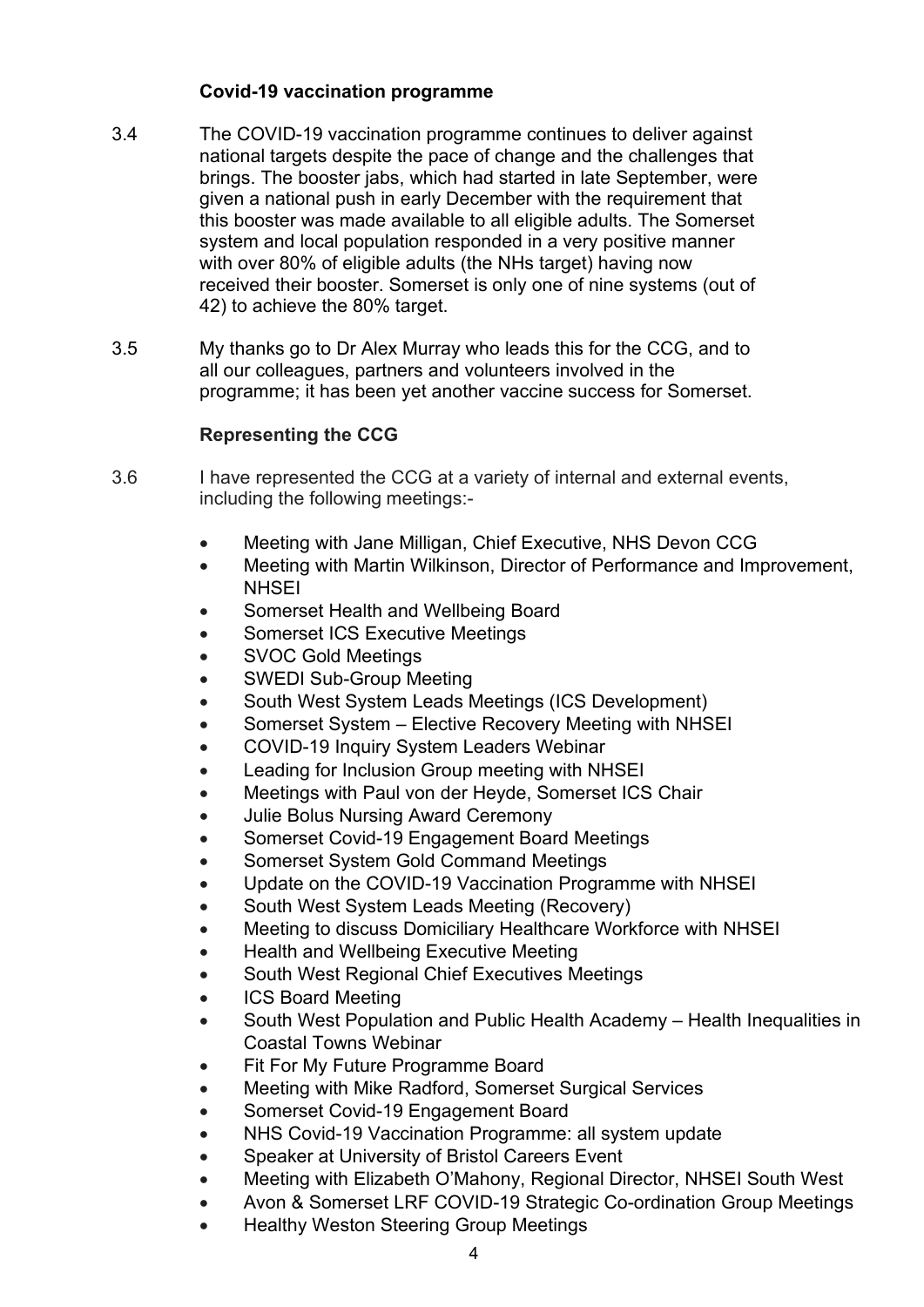**Covid-19 vaccination programme**

3.4 The COVID-19 vaccination programme continues to deliver against national targets despite the pace of change and the challenges that brings. The booster jabs, which had started in late September, were given a national push in early December with the requirement that this booster was made available to all eligible adults. The Somerset system and local population responded in a very positive manner with over 80% of eligible adults (the NHs target) having now received their booster. Somerset is only one of nine systems (out of 42) to achieve the 80% target.

3.5 My thanks go to Dr Alex Murray who leads this for the CCG, and to all our colleagues, partners and volunteers involved in the programme; it has been yet another vaccine success for Somerset.

**Representing the CCG**

3.6 I have represented the CCG at a variety of internal and external events, including the following meetings:-

- Meeting with Jane Milligan, Chief Executive, NHS Devon CCG
- Meeting with Martin Wilkinson, Director of Performance and Improvement, NHSEI
- Somerset Health and Wellbeing Board
- Somerset ICS Executive Meetings
- SVOC Gold Meetings
- SWEDI Sub-Group Meeting
- South West System Leads Meetings (ICS Development)
- Somerset System – Elective Recovery Meeting with NHSEI
- COVID-19 Inquiry System Leaders Webinar
- Leading for Inclusion Group meeting with NHSEI
- Meetings with Paul von der Heyde, Somerset ICS Chair
- Julie Bolus Nursing Award Ceremony
- Somerset Covid-19 Engagement Board Meetings
- Somerset System Gold Command Meetings
- Update on the COVID-19 Vaccination Programme with NHSEI
- South West System Leads Meeting (Recovery)
- Meeting to discuss Domiciliary Healthcare Workforce with NHSEI
- Health and Wellbeing Executive Meeting
- South West Regional Chief Executives Meetings
- ICS Board Meeting
- South West Population and Public Health Academy – Health Inequalities in Coastal Towns Webinar
- Fit For My Future Programme Board
- Meeting with Mike Radford, Somerset Surgical Services
- Somerset Covid-19 Engagement Board
- NHS Covid-19 Vaccination Programme: all system update
- Speaker at University of Bristol Careers Event
- Meeting with Elizabeth O'Mahony, Regional Director, NHSEI South West
- Avon & Somerset LRF COVID-19 Strategic Co-ordination Group Meetings
- Healthy Weston Steering Group Meetings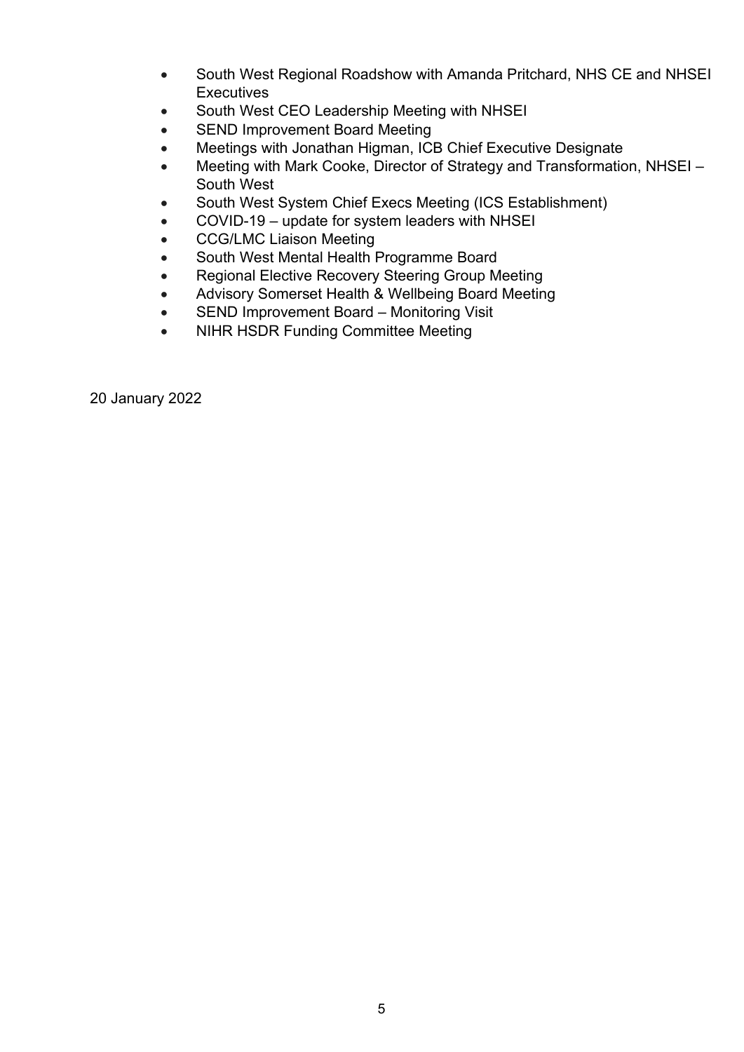- South West Regional Roadshow with Amanda Pritchard, NHS CE and NHSEI Executives
- South West CEO Leadership Meeting with NHSEI
- SEND Improvement Board Meeting
- Meetings with Jonathan Higman, ICB Chief Executive Designate
- Meeting with Mark Cooke, Director of Strategy and Transformation, NHSEI – South West
- South West System Chief Execs Meeting (ICS Establishment)
- COVID-19 – update for system leaders with NHSEI
- CCG/LMC Liaison Meeting
- South West Mental Health Programme Board
- Regional Elective Recovery Steering Group Meeting
- Advisory Somerset Health & Wellbeing Board Meeting
- SEND Improvement Board – Monitoring Visit
- NIHR HSDR Funding Committee Meeting

20 January 2022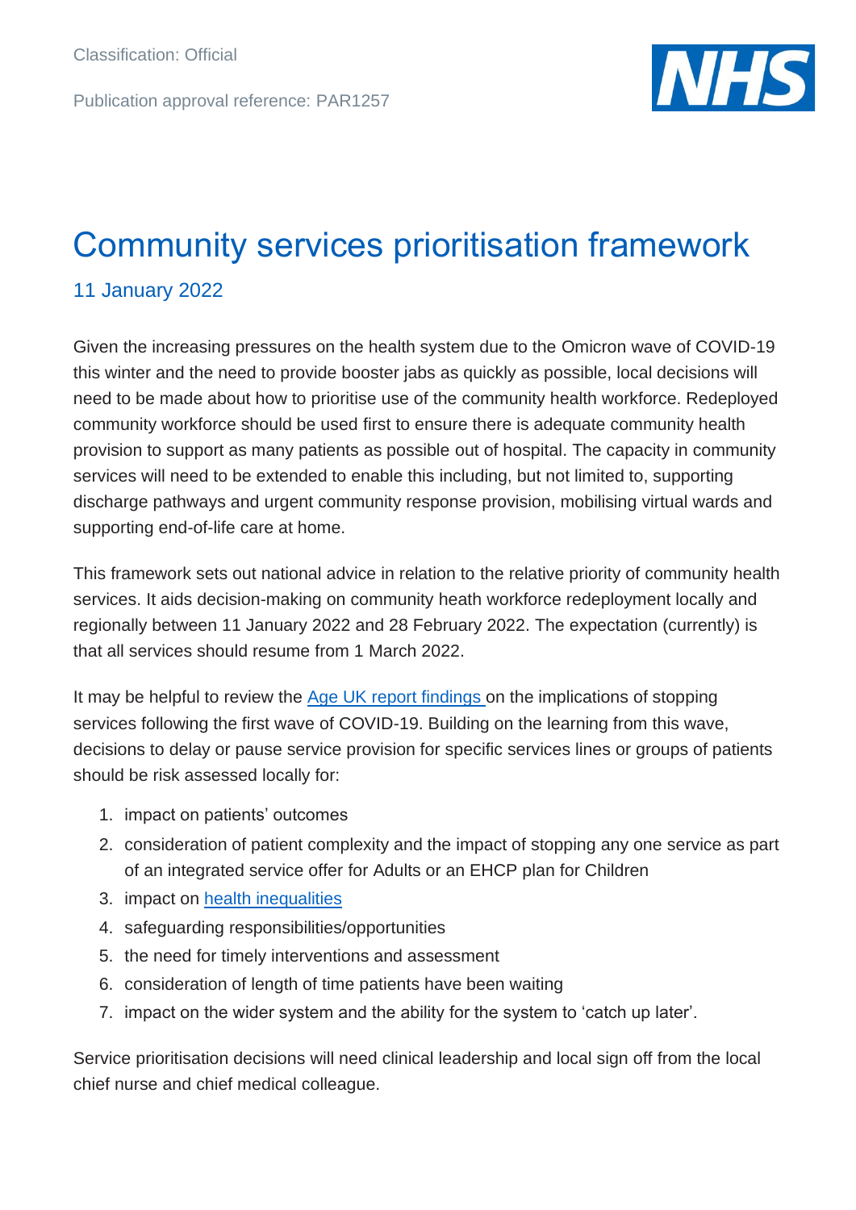Classification: Official

Publication approval reference: PAR1257

# Community services prioritisation framework

## 11 January 2022

Given the increasing pressures on the health system due to the Omicron wave of COVID-19 this winter and the need to provide booster jabs as quickly as possible, local decisions will need to be made about how to prioritise use of the community health workforce. Redeployed community workforce should be used first to ensure there is adequate community health provision to support as many patients as possible out of hospital. The capacity in community services will need to be extended to enable this including, but not limited to, supporting discharge pathways and urgent community response provision, mobilising virtual wards and supporting end-of-life care at home.

This framework sets out national advice in relation to the relative priority of community health services. It aids decision-making on community heath workforce redeployment locally and regionally between 11 January 2022 and 28 February 2022. The expectation (currently) is that all services should resume from 1 March 2022.

It may be helpful to review the Age UK report findings on the implications of stopping services following the first wave of COVID-19. Building on the learning from this wave, decisions to delay or pause service provision for specific services lines or groups of patients should be risk assessed locally for:

1. impact on patients' outcomes
2. consideration of patient complexity and the impact of stopping any one service as part of an integrated service offer for Adults or an EHCP plan for Children
3. impact on health inequalities
4. safeguarding responsibilities/opportunities
5. the need for timely interventions and assessment
6. consideration of length of time patients have been waiting
7. impact on the wider system and the ability for the system to 'catch up later'.

Service prioritisation decisions will need clinical leadership and local sign off from the local chief nurse and chief medical colleague.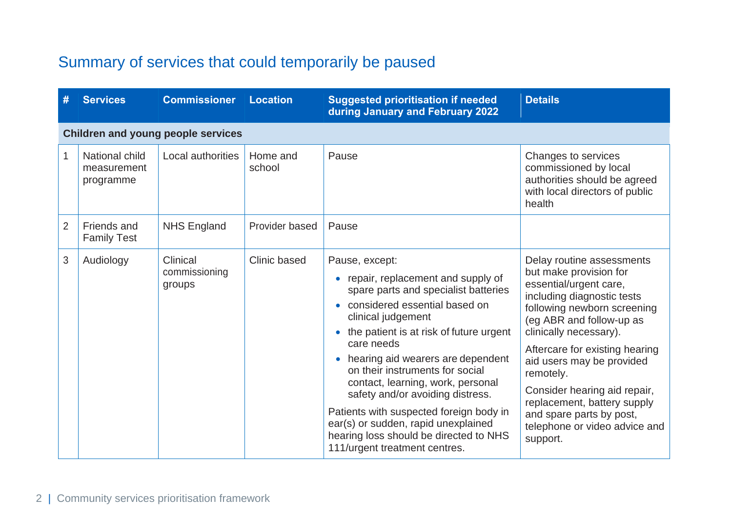## Summary of services that could temporarily be paused

| # | Services | Commissioner | Location | Suggested prioritisation if needed during January and February 2022 | Details |
|---|---|---|---|---|---|
| **Children and young people services** | | | | | |
| 1 | National child measurement programme | Local authorities | Home and school | Pause | Changes to services commissioned by local authorities should be agreed with local directors of public health |
| 2 | Friends and Family Test | NHS England | Provider based | Pause | |
| 3 | Audiology | Clinical commissioning groups | Clinic based | Pause, except:<br>• repair, replacement and supply of spare parts and specialist batteries<br>• considered essential based on clinical judgement<br>• the patient is at risk of future urgent care needs<br>• hearing aid wearers are dependent on their instruments for social contact, learning, work, personal safety and/or avoiding distress.<br><br>Patients with suspected foreign body in ear(s) or sudden, rapid unexplained hearing loss should be directed to NHS 111/urgent treatment centres. | Delay routine assessments but make provision for essential/urgent care, including diagnostic tests following newborn screening (eg ABR and follow-up as clinically necessary).<br><br>Aftercare for existing hearing aid users may be provided remotely.<br><br>Consider hearing aid repair, replacement, battery supply and spare parts by post, telephone or video advice and support. |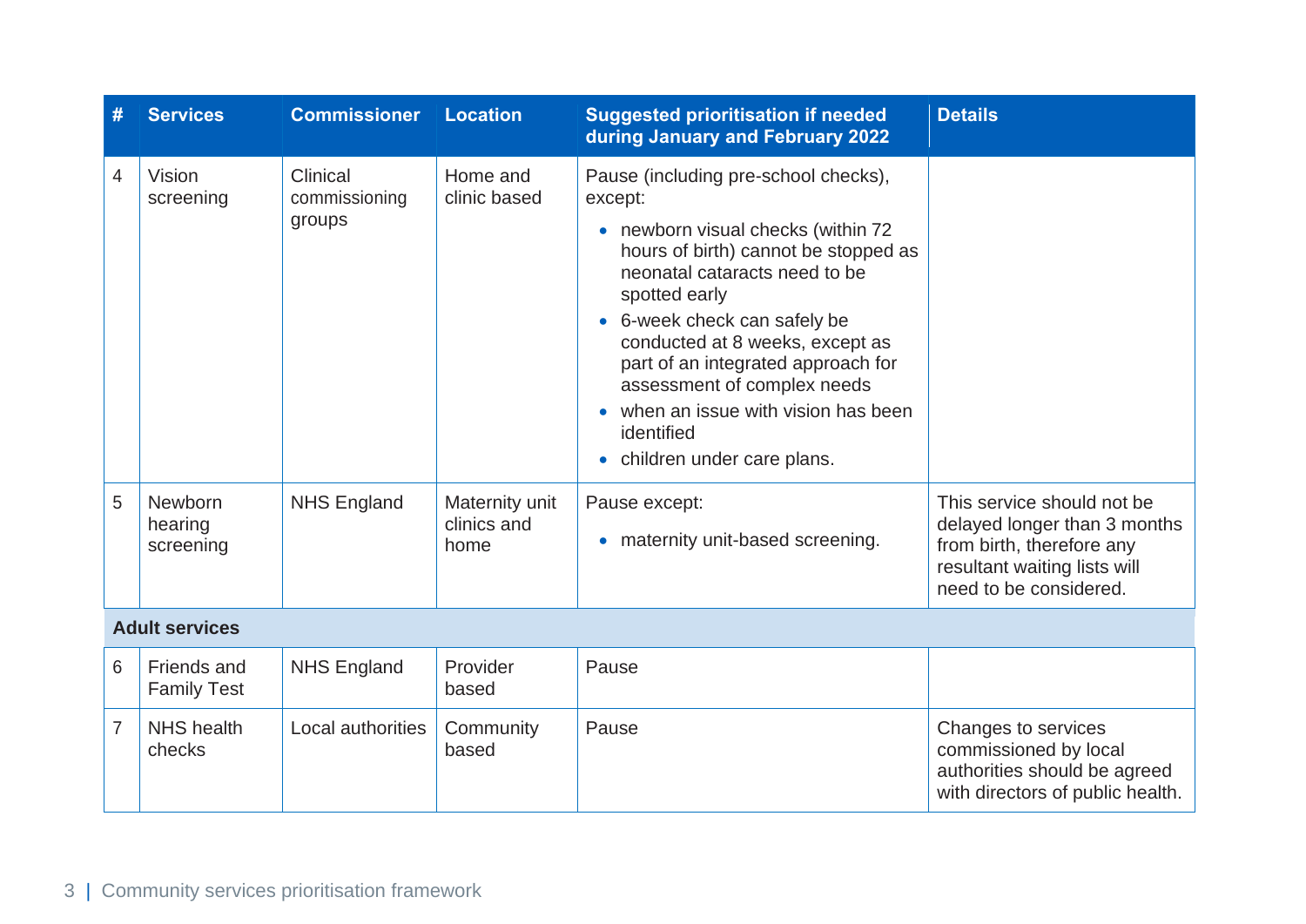| # | Services | Commissioner | Location | Suggested prioritisation if needed during January and February 2022 | Details |
|---|---|---|---|---|---|
| 4 | Vision screening | Clinical commissioning groups | Home and clinic based | Pause (including pre-school checks), except:<br>• newborn visual checks (within 72 hours of birth) cannot be stopped as neonatal cataracts need to be spotted early<br>• 6-week check can safely be conducted at 8 weeks, except as part of an integrated approach for assessment of complex needs<br>• when an issue with vision has been identified<br>• children under care plans. | |
| 5 | Newborn hearing screening | NHS England | Maternity unit clinics and home | Pause except:<br>• maternity unit-based screening. | This service should not be delayed longer than 3 months from birth, therefore any resultant waiting lists will need to be considered. |
| **Adult services** | | | | | |
| 6 | Friends and Family Test | NHS England | Provider based | Pause | |
| 7 | NHS health checks | Local authorities | Community based | Pause | Changes to services commissioned by local authorities should be agreed with directors of public health. |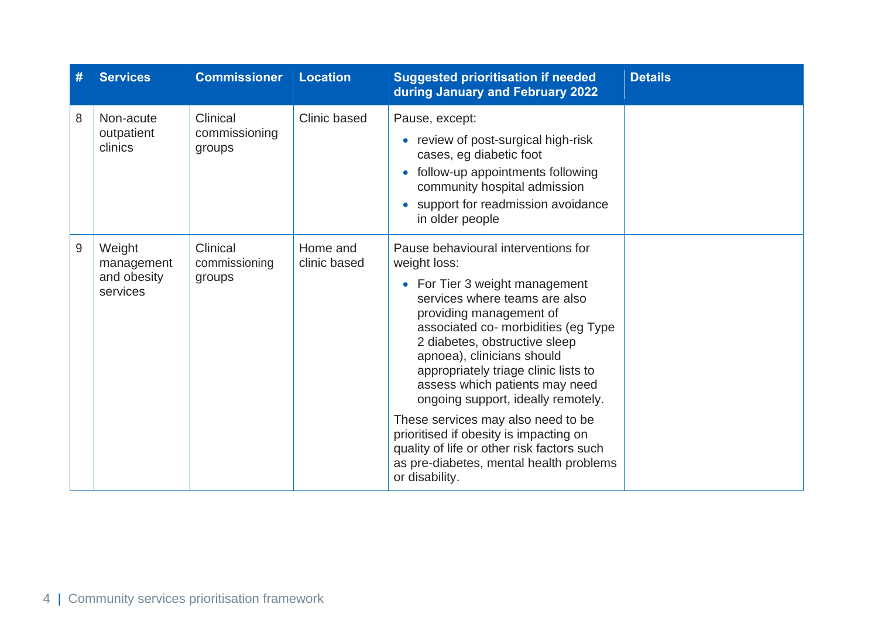| # | Services | Commissioner | Location | Suggested prioritisation if needed during January and February 2022 | Details |
|---|---|---|---|---|---|
| 8 | Non-acute outpatient clinics | Clinical commissioning groups | Clinic based | Pause, except:<br>• review of post-surgical high-risk cases, eg diabetic foot<br>• follow-up appointments following community hospital admission<br>• support for readmission avoidance in older people | |
| 9 | Weight management and obesity services | Clinical commissioning groups | Home and clinic based | Pause behavioural interventions for weight loss:<br>• For Tier 3 weight management services where teams are also providing management of associated co- morbidities (eg Type 2 diabetes, obstructive sleep apnoea), clinicians should appropriately triage clinic lists to assess which patients may need ongoing support, ideally remotely.<br>These services may also need to be prioritised if obesity is impacting on quality of life or other risk factors such as pre-diabetes, mental health problems or disability. | |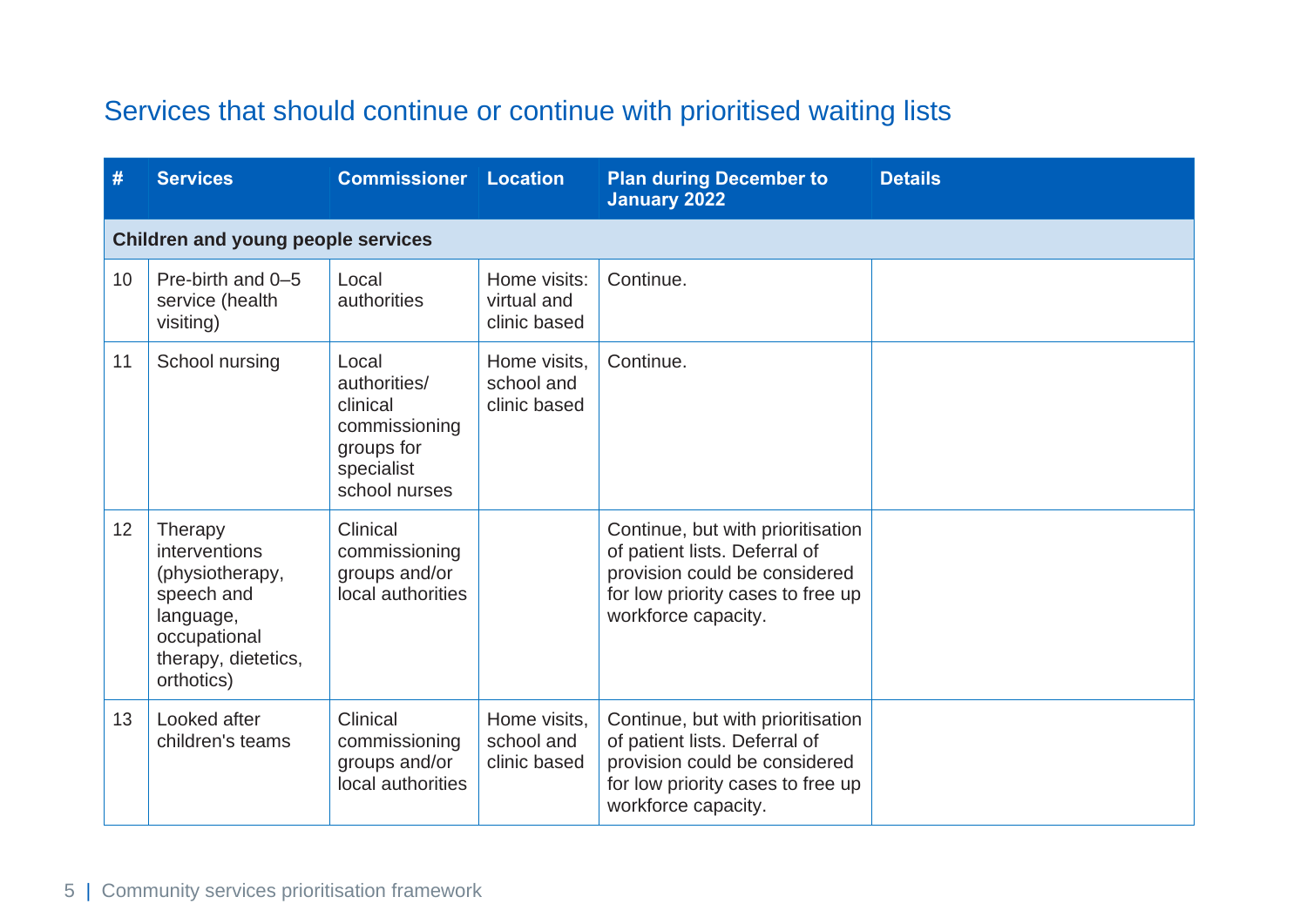## Services that should continue or continue with prioritised waiting lists

| # | Services | Commissioner | Location | Plan during December to January 2022 | Details |
|---|---|---|---|---|---|
| **Children and young people services** | | | | | |
| 10 | Pre-birth and 0–5 service (health visiting) | Local authorities | Home visits: virtual and clinic based | Continue. | |
| 11 | School nursing | Local authorities/ clinical commissioning groups for specialist school nurses | Home visits, school and clinic based | Continue. | |
| 12 | Therapy interventions (physiotherapy, speech and language, occupational therapy, dietetics, orthotics) | Clinical commissioning groups and/or local authorities | | Continue, but with prioritisation of patient lists. Deferral of provision could be considered for low priority cases to free up workforce capacity. | |
| 13 | Looked after children's teams | Clinical commissioning groups and/or local authorities | Home visits, school and clinic based | Continue, but with prioritisation of patient lists. Deferral of provision could be considered for low priority cases to free up workforce capacity. | |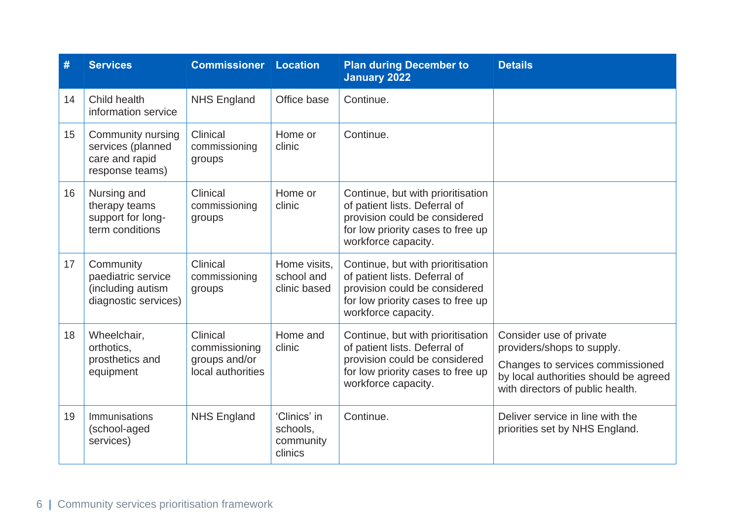| # | Services | Commissioner | Location | Plan during December to January 2022 | Details |
|---|---|---|---|---|---|
| 14 | Child health information service | NHS England | Office base | Continue. | |
| 15 | Community nursing services (planned care and rapid response teams) | Clinical commissioning groups | Home or clinic | Continue. | |
| 16 | Nursing and therapy teams support for long-term conditions | Clinical commissioning groups | Home or clinic | Continue, but with prioritisation of patient lists. Deferral of provision could be considered for low priority cases to free up workforce capacity. | |
| 17 | Community paediatric service (including autism diagnostic services) | Clinical commissioning groups | Home visits, school and clinic based | Continue, but with prioritisation of patient lists. Deferral of provision could be considered for low priority cases to free up workforce capacity. | |
| 18 | Wheelchair, orthotics, prosthetics and equipment | Clinical commissioning groups and/or local authorities | Home and clinic | Continue, but with prioritisation of patient lists. Deferral of provision could be considered for low priority cases to free up workforce capacity. | Consider use of private providers/shops to supply.<br><br>Changes to services commissioned by local authorities should be agreed with directors of public health. |
| 19 | Immunisations (school-aged services) | NHS England | 'Clinics' in schools, community clinics | Continue. | Deliver service in line with the priorities set by NHS England. |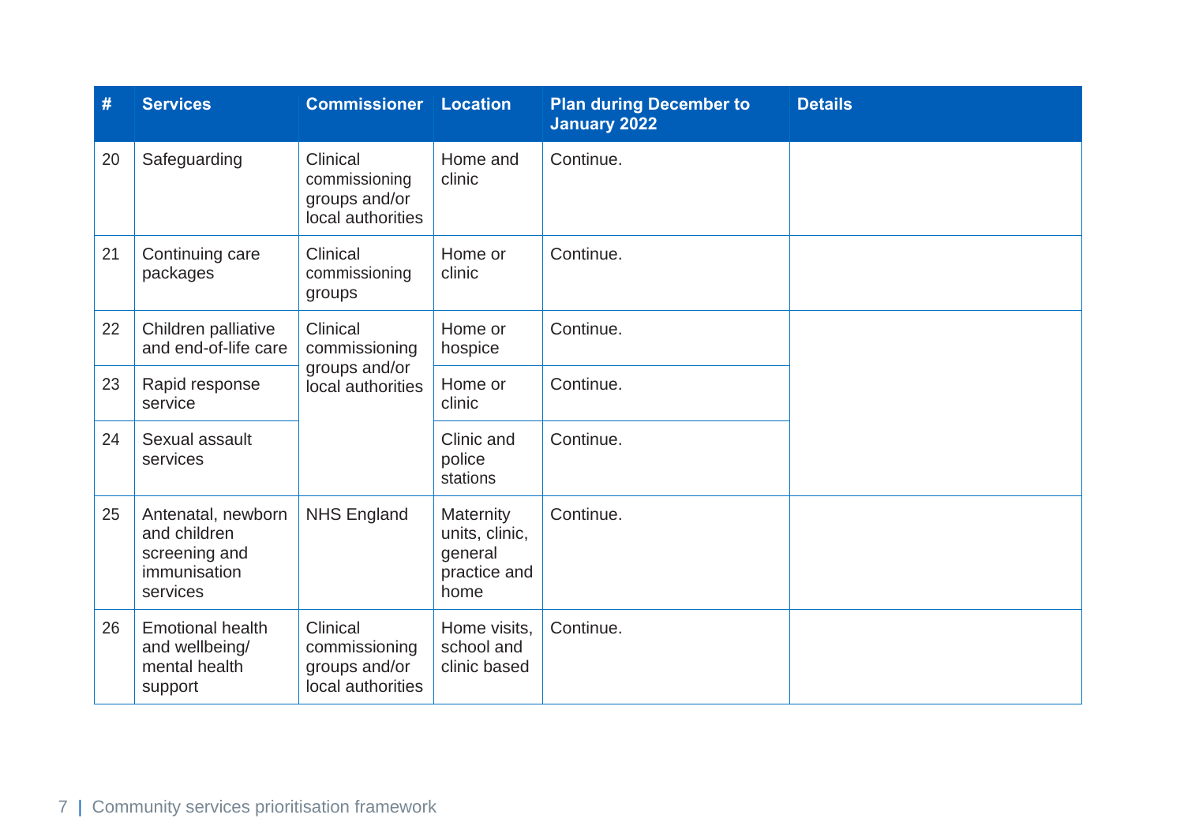| # | Services | Commissioner | Location | Plan during December to January 2022 | Details |
|---|---|---|---|---|---|
| 20 | Safeguarding | Clinical commissioning groups and/or local authorities | Home and clinic | Continue. | |
| 21 | Continuing care packages | Clinical commissioning groups | Home or clinic | Continue. | |
| 22 | Children palliative and end-of-life care | Clinical commissioning groups and/or local authorities | Home or hospice | Continue. | |
| 23 | Rapid response service | | Home or clinic | Continue. | |
| 24 | Sexual assault services | | Clinic and police stations | Continue. | |
| 25 | Antenatal, newborn and children screening and immunisation services | NHS England | Maternity units, clinic, general practice and home | Continue. | |
| 26 | Emotional health and wellbeing/ mental health support | Clinical commissioning groups and/or local authorities | Home visits, school and clinic based | Continue. | |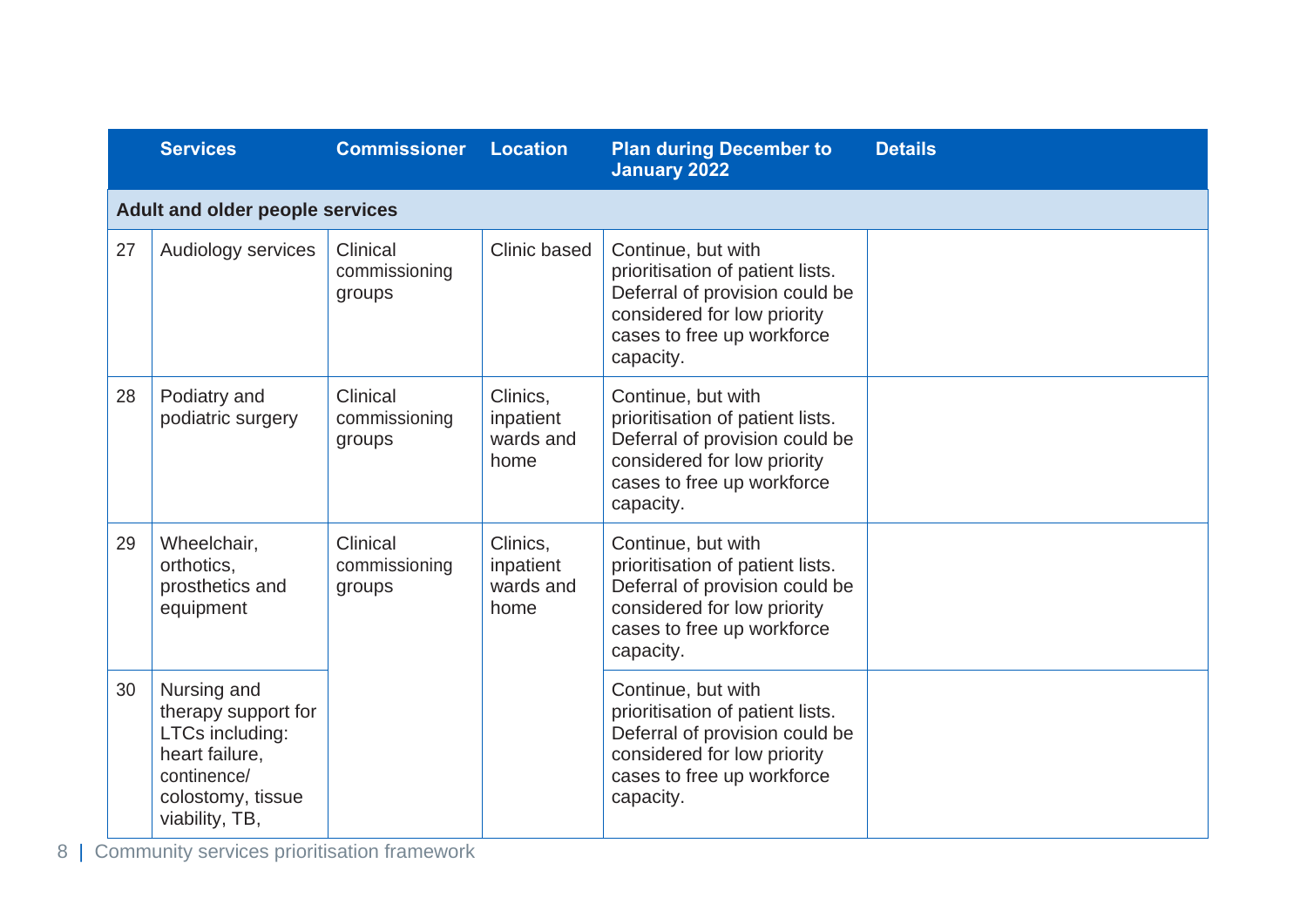|  | Services | Commissioner | Location | Plan during December to January 2022 | Details |
|---|---|---|---|---|---|
| **Adult and older people services** | | | | | |
| 27 | Audiology services | Clinical commissioning groups | Clinic based | Continue, but with prioritisation of patient lists. Deferral of provision could be considered for low priority cases to free up workforce capacity. | |
| 28 | Podiatry and podiatric surgery | Clinical commissioning groups | Clinics, inpatient wards and home | Continue, but with prioritisation of patient lists. Deferral of provision could be considered for low priority cases to free up workforce capacity. | |
| 29 | Wheelchair, orthotics, prosthetics and equipment | Clinical commissioning groups | Clinics, inpatient wards and home | Continue, but with prioritisation of patient lists. Deferral of provision could be considered for low priority cases to free up workforce capacity. | |
| 30 | Nursing and therapy support for LTCs including: heart failure, continence/ colostomy, tissue viability, TB, | | | Continue, but with prioritisation of patient lists. Deferral of provision could be considered for low priority cases to free up workforce capacity. | |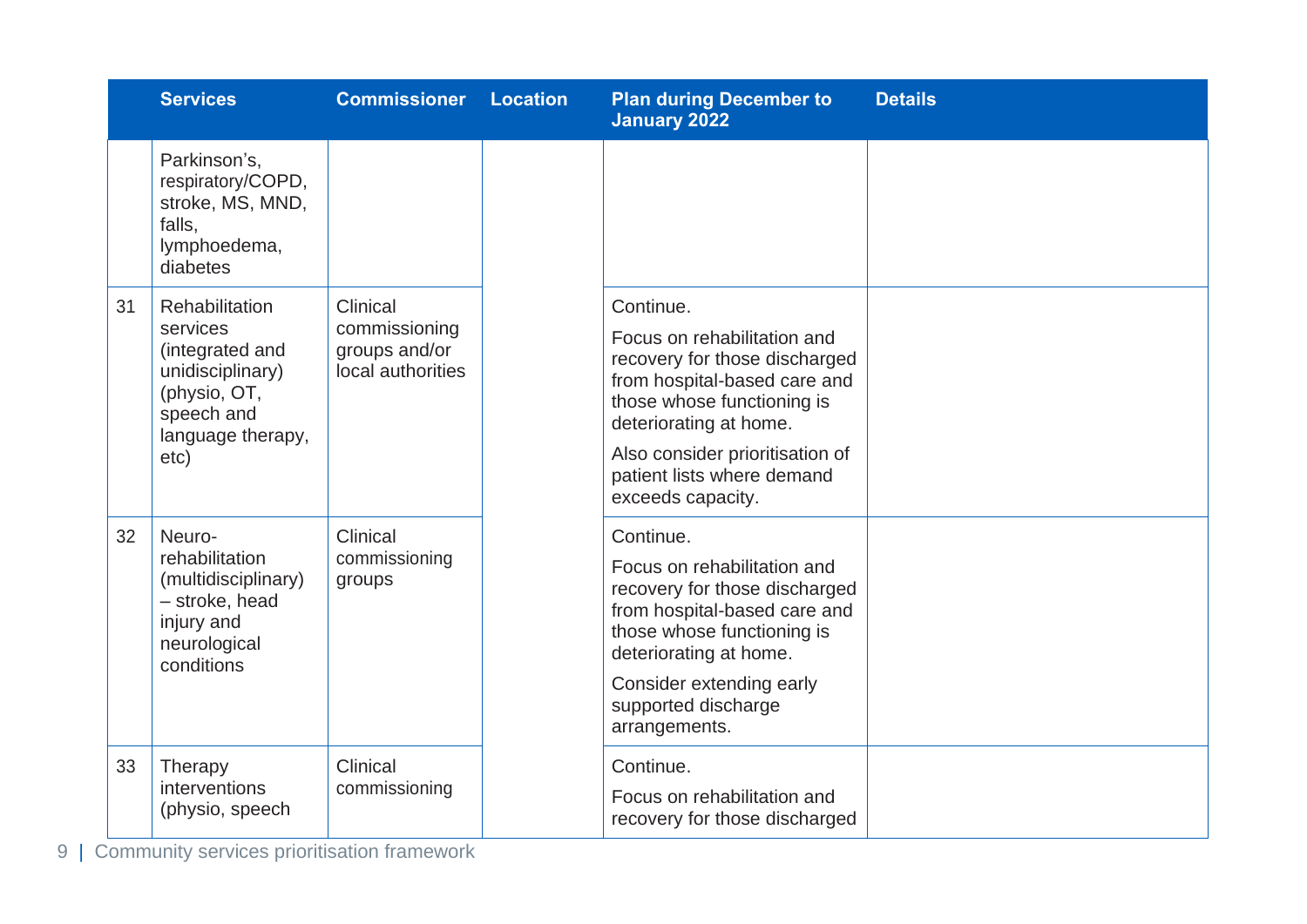| | Services | Commissioner | Location | Plan during December to January 2022 | Details |
|---|---|---|---|---|---|
| | Parkinson's, respiratory/COPD, stroke, MS, MND, falls, lymphoedema, diabetes | | | | |
| 31 | Rehabilitation services (integrated and unidisciplinary) (physio, OT, speech and language therapy, etc) | Clinical commissioning groups and/or local authorities | | Continue.<br><br>Focus on rehabilitation and recovery for those discharged from hospital-based care and those whose functioning is deteriorating at home.<br><br>Also consider prioritisation of patient lists where demand exceeds capacity. | |
| 32 | Neuro-rehabilitation (multidisciplinary) – stroke, head injury and neurological conditions | Clinical commissioning groups | | Continue.<br><br>Focus on rehabilitation and recovery for those discharged from hospital-based care and those whose functioning is deteriorating at home.<br><br>Consider extending early supported discharge arrangements. | |
| 33 | Therapy interventions (physio, speech | Clinical commissioning | | Continue.<br><br>Focus on rehabilitation and recovery for those discharged | |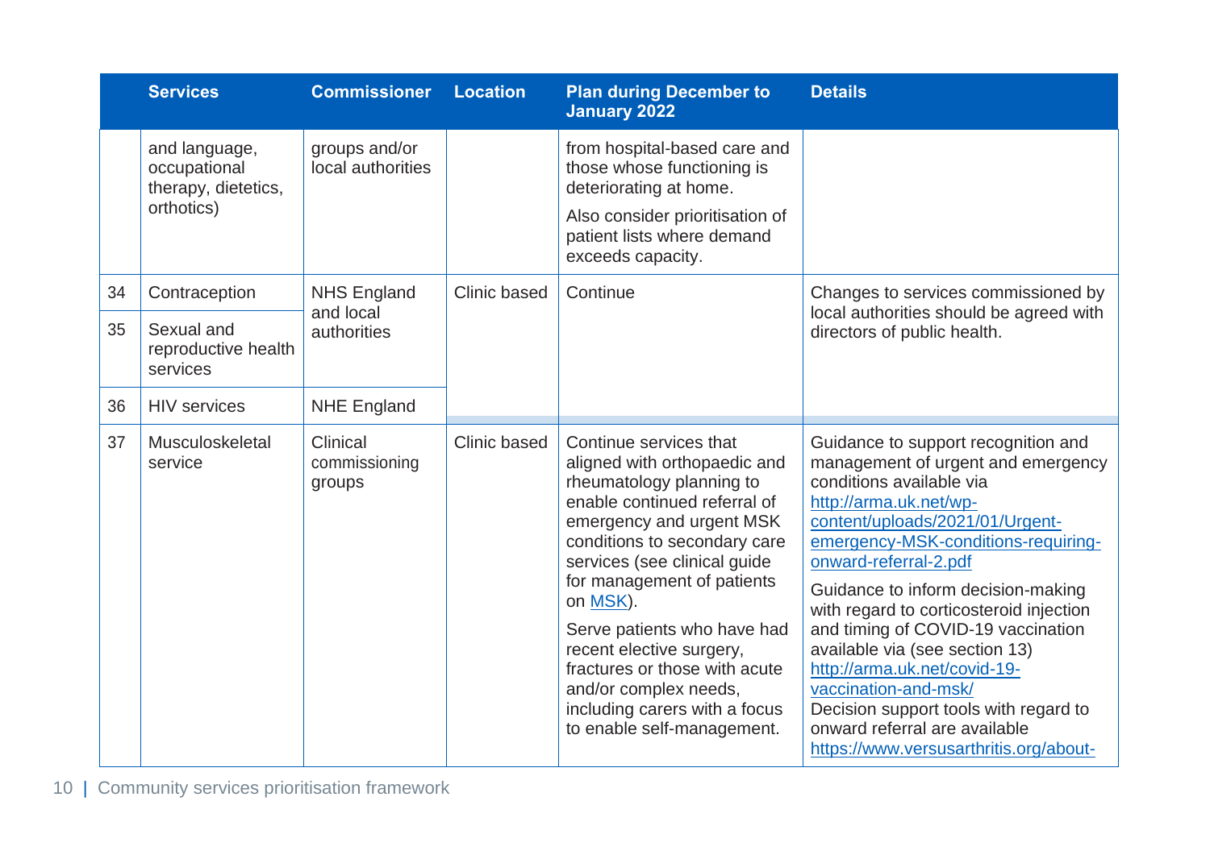| | Services | Commissioner | Location | Plan during December to January 2022 | Details |
|---|---|---|---|---|---|
| | and language, occupational therapy, dietetics, orthotics) | groups and/or local authorities | | from hospital-based care and those whose functioning is deteriorating at home.<br><br>Also consider prioritisation of patient lists where demand exceeds capacity. | |
| 34 | Contraception | NHS England and local authorities | Clinic based | Continue | Changes to services commissioned by local authorities should be agreed with directors of public health. |
| 35 | Sexual and reproductive health services | | | | |
| 36 | HIV services | NHE England | | | |
| 37 | Musculoskeletal service | Clinical commissioning groups | Clinic based | Continue services that aligned with orthopaedic and rheumatology planning to enable continued referral of emergency and urgent MSK conditions to secondary care services (see clinical guide for management of patients on [MSK](MSK)).<br><br>Serve patients who have had recent elective surgery, fractures or those with acute and/or complex needs, including carers with a focus to enable self-management. | Guidance to support recognition and management of urgent and emergency conditions available via [http://arma.uk.net/wp-content/uploads/2021/01/Urgent-emergency-MSK-conditions-requiring-onward-referral-2.pdf](http://arma.uk.net/wp-content/uploads/2021/01/Urgent-emergency-MSK-conditions-requiring-onward-referral-2.pdf)<br><br>Guidance to inform decision-making with regard to corticosteroid injection and timing of COVID-19 vaccination available via (see section 13) [http://arma.uk.net/covid-19-vaccination-and-msk/](http://arma.uk.net/covid-19-vaccination-and-msk/)<br>Decision support tools with regard to onward referral are available [https://www.versusarthritis.org/about-](https://www.versusarthritis.org/about-) |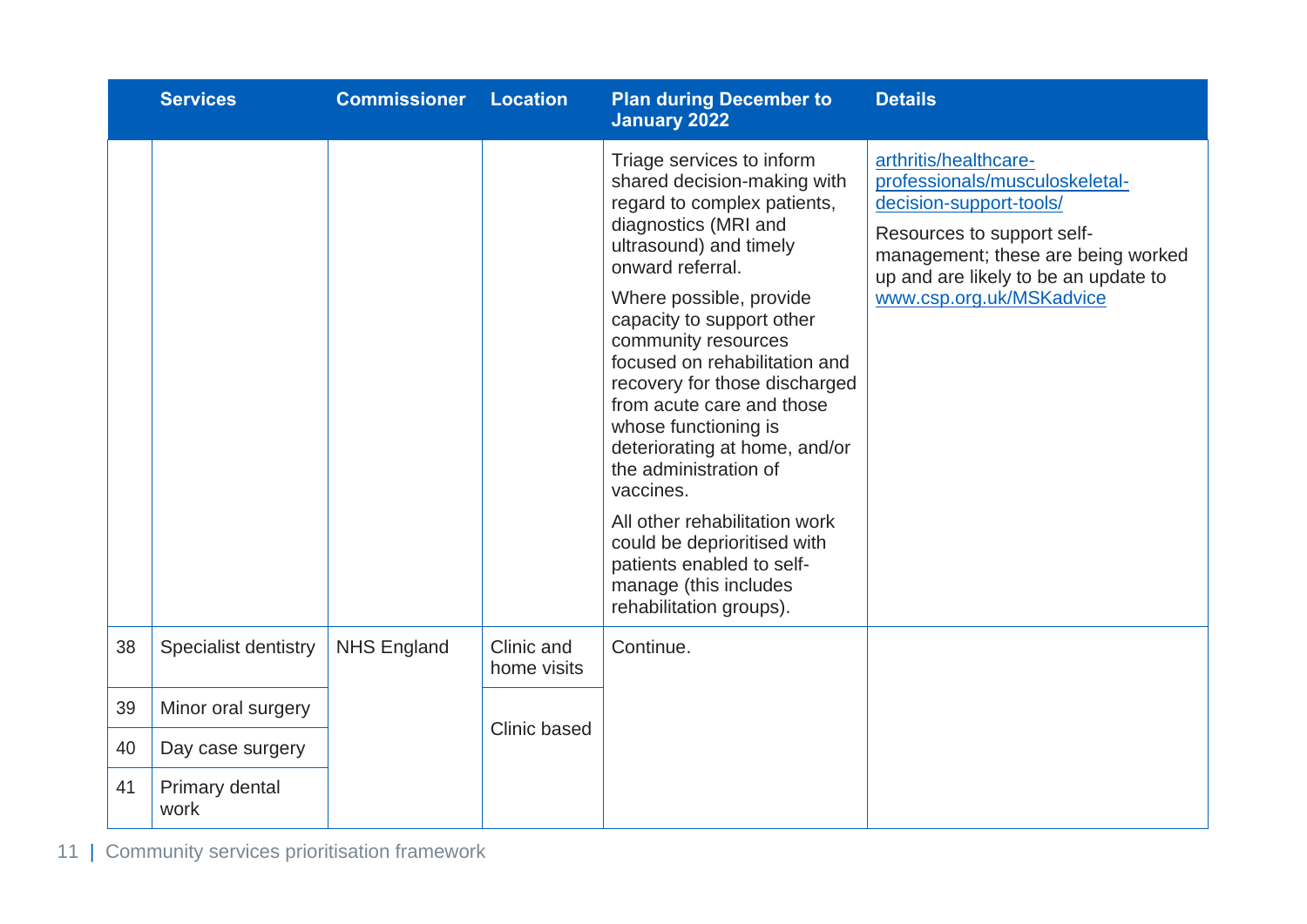| | Services | Commissioner | Location | Plan during December to January 2022 | Details |
|---|---|---|---|---|---|
| | | | | Triage services to inform shared decision-making with regard to complex patients, diagnostics (MRI and ultrasound) and timely onward referral.<br><br>Where possible, provide capacity to support other community resources focused on rehabilitation and recovery for those discharged from acute care and those whose functioning is deteriorating at home, and/or the administration of vaccines.<br><br>All other rehabilitation work could be deprioritised with patients enabled to self-manage (this includes rehabilitation groups). | arthritis/healthcare-professionals/musculoskeletal-decision-support-tools/<br><br>Resources to support self-management; these are being worked up and are likely to be an update to www.csp.org.uk/MSKadvice |
| 38 | Specialist dentistry | NHS England | Clinic and home visits | Continue. | |
| 39 | Minor oral surgery | | Clinic based | | |
| 40 | Day case surgery | | | | |
| 41 | Primary dental work | | | | |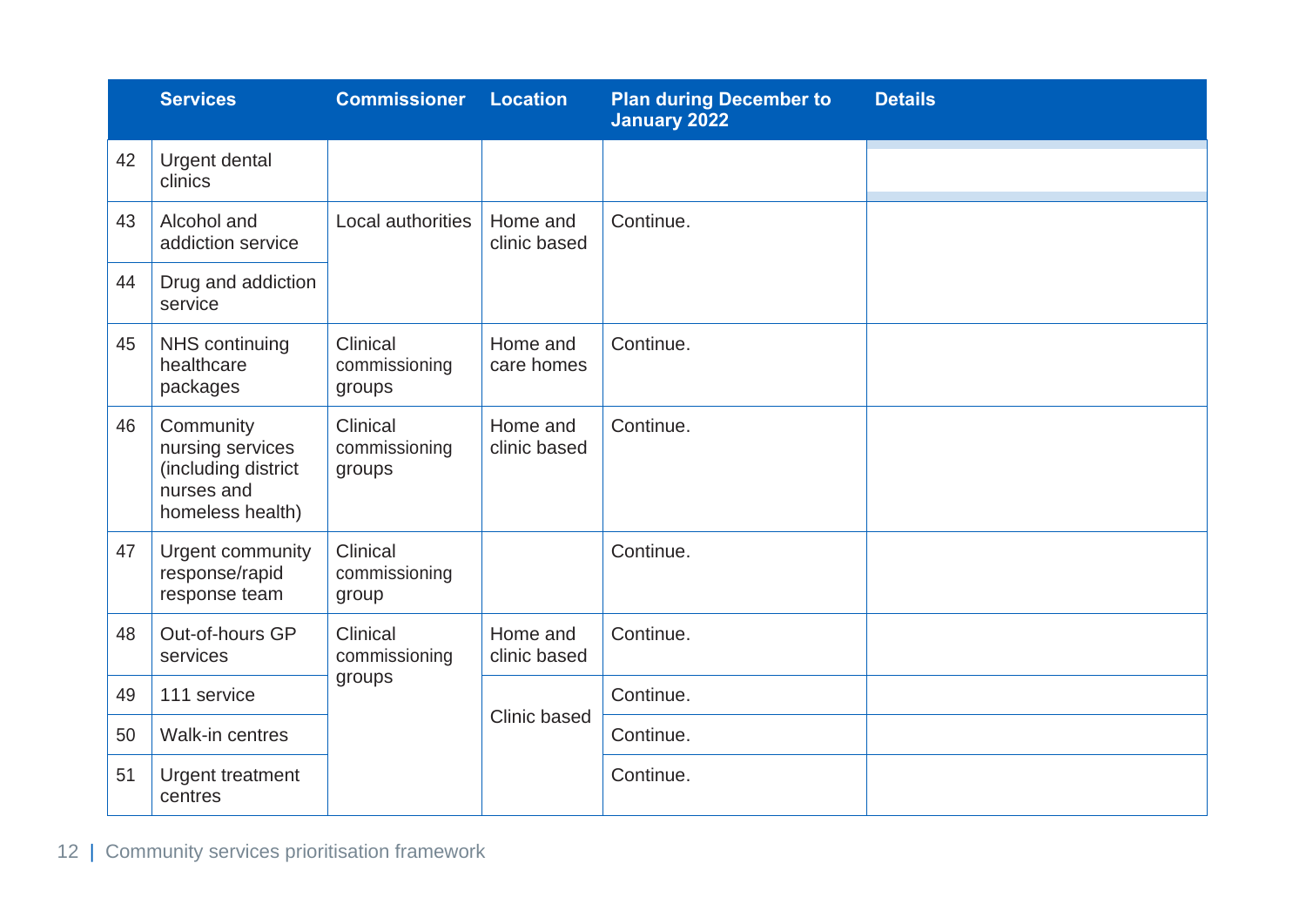| | Services | Commissioner | Location | Plan during December to January 2022 | Details |
|---|---|---|---|---|---|
| 42 | Urgent dental clinics | | | | |
| 43 | Alcohol and addiction service | Local authorities | Home and clinic based | Continue. | |
| 44 | Drug and addiction service | | | | |
| 45 | NHS continuing healthcare packages | Clinical commissioning groups | Home and care homes | Continue. | |
| 46 | Community nursing services (including district nurses and homeless health) | Clinical commissioning groups | Home and clinic based | Continue. | |
| 47 | Urgent community response/rapid response team | Clinical commissioning group | | Continue. | |
| 48 | Out-of-hours GP services | Clinical commissioning groups | Home and clinic based | Continue. | |
| 49 | 111 service | | Clinic based | Continue. | |
| 50 | Walk-in centres | | | Continue. | |
| 51 | Urgent treatment centres | | | Continue. | |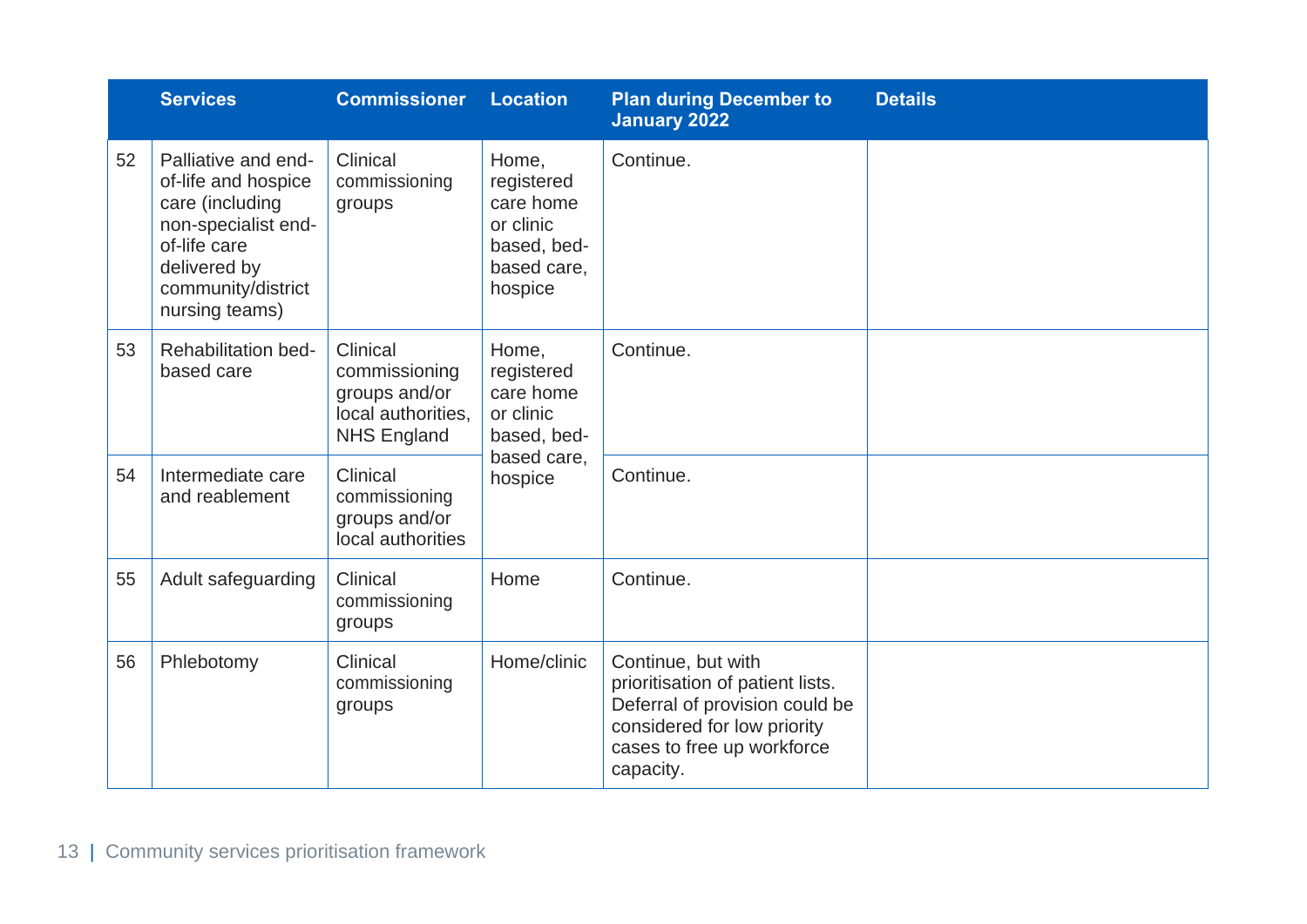| | Services | Commissioner | Location | Plan during December to January 2022 | Details |
|---|---|---|---|---|---|
| 52 | Palliative and end-of-life and hospice care (including non-specialist end-of-life care delivered by community/district nursing teams) | Clinical commissioning groups | Home, registered care home or clinic based, bed-based care, hospice | Continue. | |
| 53 | Rehabilitation bed-based care | Clinical commissioning groups and/or local authorities, NHS England | Home, registered care home or clinic based, bed-based care, hospice | Continue. | |
| 54 | Intermediate care and reablement | Clinical commissioning groups and/or local authorities | | Continue. | |
| 55 | Adult safeguarding | Clinical commissioning groups | Home | Continue. | |
| 56 | Phlebotomy | Clinical commissioning groups | Home/clinic | Continue, but with prioritisation of patient lists. Deferral of provision could be considered for low priority cases to free up workforce capacity. | |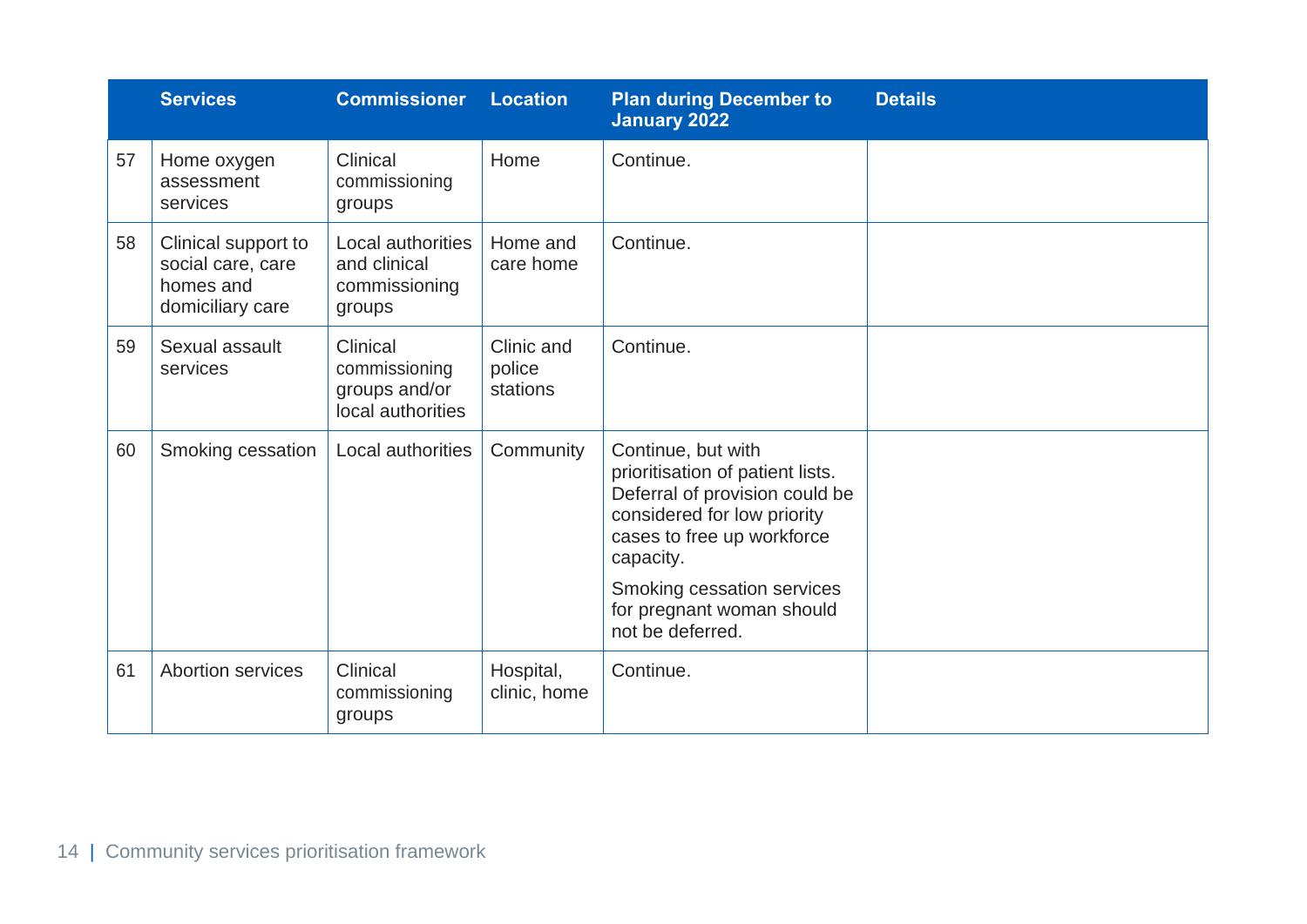| | Services | Commissioner | Location | Plan during December to January 2022 | Details |
|---|---|---|---|---|---|
| 57 | Home oxygen assessment services | Clinical commissioning groups | Home | Continue. | |
| 58 | Clinical support to social care, care homes and domiciliary care | Local authorities and clinical commissioning groups | Home and care home | Continue. | |
| 59 | Sexual assault services | Clinical commissioning groups and/or local authorities | Clinic and police stations | Continue. | |
| 60 | Smoking cessation | Local authorities | Community | Continue, but with prioritisation of patient lists. Deferral of provision could be considered for low priority cases to free up workforce capacity.<br><br>Smoking cessation services for pregnant woman should not be deferred. | |
| 61 | Abortion services | Clinical commissioning groups | Hospital, clinic, home | Continue. | |